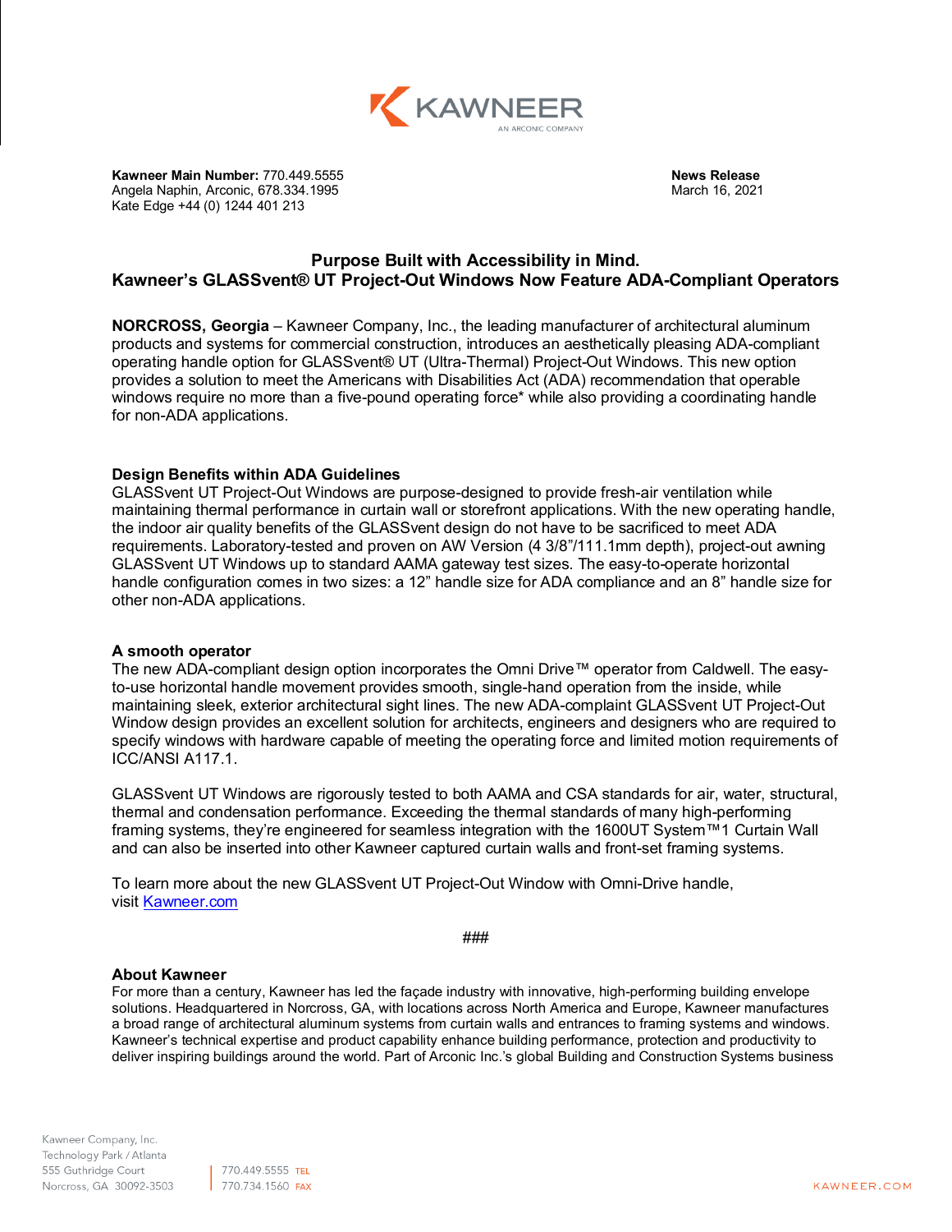KAWNEER
AN ARCONIC COMPANY

**Kawneer Main Number:** 770.449.5555
Angela Naphin, Arconic, 678.334.1995
Kate Edge +44 (0) 1244 401 213

**News Release**
March 16, 2021

# Purpose Built with Accessibility in Mind.
# Kawneer's GLASSvent® UT Project-Out Windows Now Feature ADA-Compliant Operators

**NORCROSS, Georgia** – Kawneer Company, Inc., the leading manufacturer of architectural aluminum products and systems for commercial construction, introduces an aesthetically pleasing ADA-compliant operating handle option for GLASSvent® UT (Ultra-Thermal) Project-Out Windows. This new option provides a solution to meet the Americans with Disabilities Act (ADA) recommendation that operable windows require no more than a five-pound operating force* while also providing a coordinating handle for non-ADA applications.

## Design Benefits within ADA Guidelines

GLASSvent UT Project-Out Windows are purpose-designed to provide fresh-air ventilation while maintaining thermal performance in curtain wall or storefront applications. With the new operating handle, the indoor air quality benefits of the GLASSvent design do not have to be sacrificed to meet ADA requirements. Laboratory-tested and proven on AW Version (4 3/8"/111.1mm depth), project-out awning GLASSvent UT Windows up to standard AAMA gateway test sizes. The easy-to-operate horizontal handle configuration comes in two sizes: a 12" handle size for ADA compliance and an 8" handle size for other non-ADA applications.

## A smooth operator

The new ADA-compliant design option incorporates the Omni Drive™ operator from Caldwell. The easy-to-use horizontal handle movement provides smooth, single-hand operation from the inside, while maintaining sleek, exterior architectural sight lines. The new ADA-complaint GLASSvent UT Project-Out Window design provides an excellent solution for architects, engineers and designers who are required to specify windows with hardware capable of meeting the operating force and limited motion requirements of ICC/ANSI A117.1.

GLASSvent UT Windows are rigorously tested to both AAMA and CSA standards for air, water, structural, thermal and condensation performance. Exceeding the thermal standards of many high-performing framing systems, they're engineered for seamless integration with the 1600UT System™1 Curtain Wall and can also be inserted into other Kawneer captured curtain walls and front-set framing systems.

To learn more about the new GLASSvent UT Project-Out Window with Omni-Drive handle, visit [Kawneer.com](Kawneer.com)

###

## About Kawneer

For more than a century, Kawneer has led the façade industry with innovative, high-performing building envelope solutions. Headquartered in Norcross, GA, with locations across North America and Europe, Kawneer manufactures a broad range of architectural aluminum systems from curtain walls and entrances to framing systems and windows. Kawneer's technical expertise and product capability enhance building performance, protection and productivity to deliver inspiring buildings around the world. Part of Arconic Inc.'s global Building and Construction Systems business

Kawneer Company, Inc.
Technology Park / Atlanta
555 Guthridge Court
Norcross, GA 30092-3503

770.449.5555 TEL
770.734.1560 FAX

KAWNEER.COM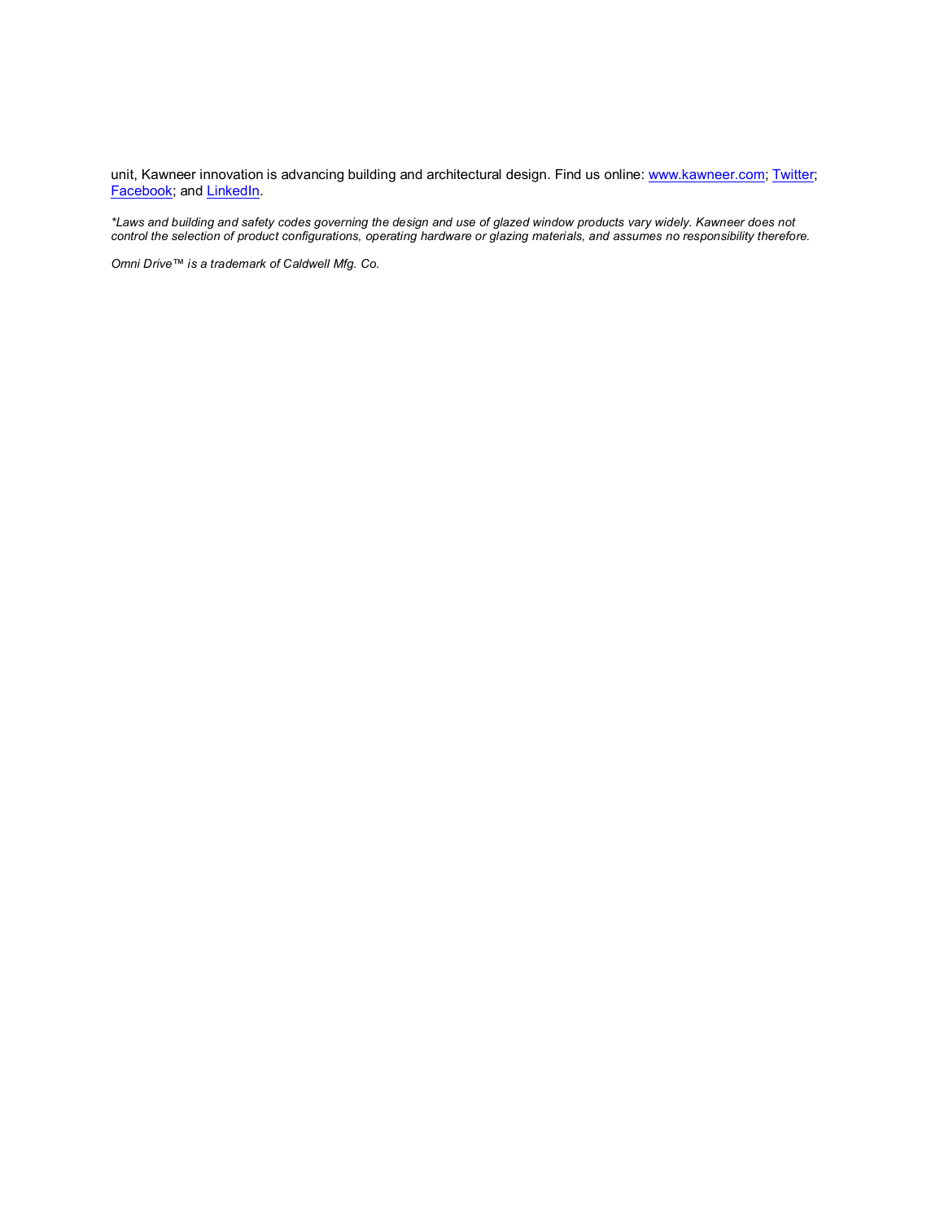unit, Kawneer innovation is advancing building and architectural design. Find us online: www.kawneer.com; Twitter; Facebook; and LinkedIn.

*Laws and building and safety codes governing the design and use of glazed window products vary widely. Kawneer does not control the selection of product configurations, operating hardware or glazing materials, and assumes no responsibility therefore.*

*Omni Drive™ is a trademark of Caldwell Mfg. Co.*